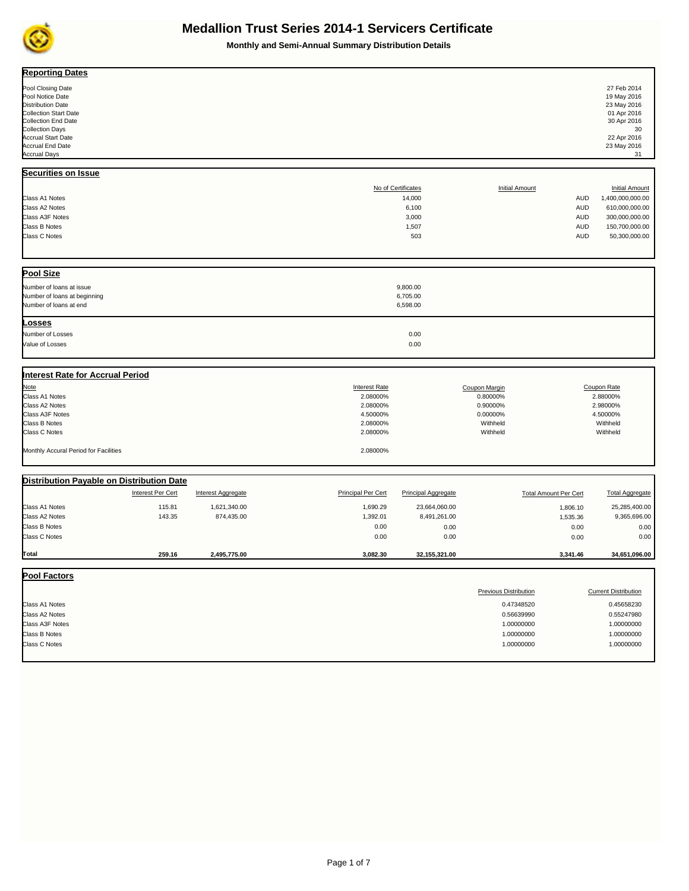# Medallion Trust Series 2014-1 Servicers Certificate

**Monthly and Semi-Annual Summary Distribution Details**

## Reporting Dates

| | |
|---|---|
| Pool Closing Date | 27 Feb 2014 |
| Pool Notice Date | 19 May 2016 |
| Distribution Date | 23 May 2016 |
| Collection Start Date | 01 Apr 2016 |
| Collection End Date | 30 Apr 2016 |
| Collection Days | 30 |
| Accrual Start Date | 22 Apr 2016 |
| Accrual End Date | 23 May 2016 |
| Accrual Days | 31 |

## Securities on Issue

| | No of Certificates | Initial Amount | Initial Amount |
|---|---|---|---|
| Class A1 Notes | 14,000 | AUD | 1,400,000,000.00 |
| Class A2 Notes | 6,100 | AUD | 610,000,000.00 |
| Class A3F Notes | 3,000 | AUD | 300,000,000.00 |
| Class B Notes | 1,507 | AUD | 150,700,000.00 |
| Class C Notes | 503 | AUD | 50,300,000.00 |

## Pool Size

| | |
|---|---|
| Number of loans at issue | 9,800.00 |
| Number of loans at beginning | 6,705.00 |
| Number of loans at end | 6,598.00 |

## Losses

| | |
|---|---|
| Number of Losses | 0.00 |
| Value of Losses | 0.00 |

## Interest Rate for Accrual Period

| Note | Interest Rate | Coupon Margin | Coupon Rate |
|---|---|---|---|
| Class A1 Notes | 2.08000% | 0.80000% | 2.88000% |
| Class A2 Notes | 2.08000% | 0.90000% | 2.98000% |
| Class A3F Notes | 4.50000% | 0.00000% | 4.50000% |
| Class B Notes | 2.08000% | Withheld | Withheld |
| Class C Notes | 2.08000% | Withheld | Withheld |
| Monthly Accural Period for Facilities | 2.08000% | | |

## Distribution Payable on Distribution Date

| | Interest Per Cert | Interest Aggregate | Principal Per Cert | Principal Aggregate | Total Amount Per Cert | Total Aggregate |
|---|---|---|---|---|---|---|
| Class A1 Notes | 115.81 | 1,621,340.00 | 1,690.29 | 23,664,060.00 | 1,806.10 | 25,285,400.00 |
| Class A2 Notes | 143.35 | 874,435.00 | 1,392.01 | 8,491,261.00 | 1,535.36 | 9,365,696.00 |
| Class B Notes | | | 0.00 | 0.00 | 0.00 | 0.00 |
| Class C Notes | | | 0.00 | 0.00 | 0.00 | 0.00 |
| **Total** | **259.16** | **2,495,775.00** | **3,082.30** | **32,155,321.00** | **3,341.46** | **34,651,096.00** |

## Pool Factors

| | Previous Distribution | Current Distribution |
|---|---|---|
| Class A1 Notes | 0.47348520 | 0.45658230 |
| Class A2 Notes | 0.56639990 | 0.55247980 |
| Class A3F Notes | 1.00000000 | 1.00000000 |
| Class B Notes | 1.00000000 | 1.00000000 |
| Class C Notes | 1.00000000 | 1.00000000 |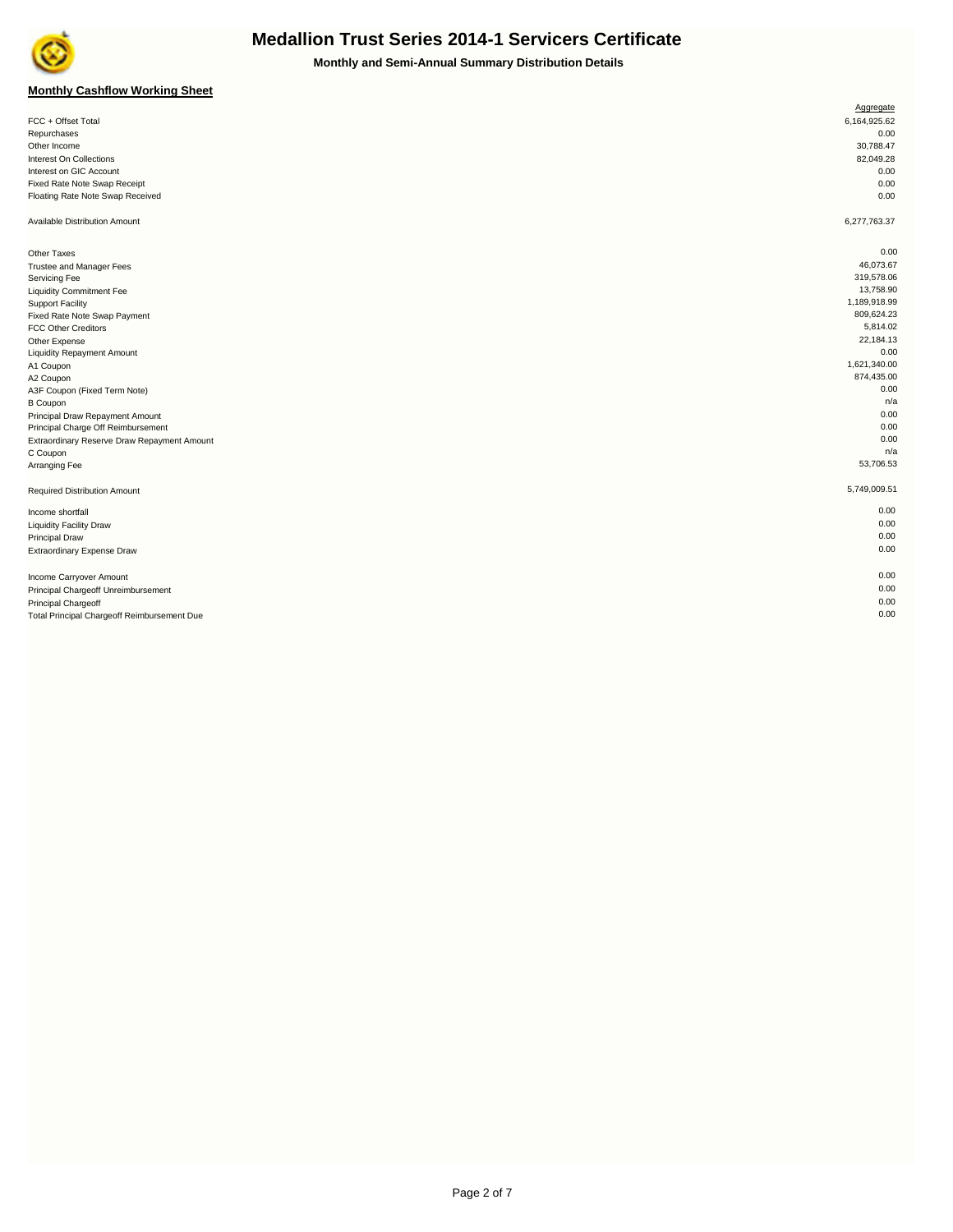# Medallion Trust Series 2014-1 Servicers Certificate

**Monthly and Semi-Annual Summary Distribution Details**

**Monthly Cashflow Working Sheet**

| | Aggregate |
|---|---|
| FCC + Offset Total | 6,164,925.62 |
| Repurchases | 0.00 |
| Other Income | 30,788.47 |
| Interest On Collections | 82,049.28 |
| Interest on GIC Account | 0.00 |
| Fixed Rate Note Swap Receipt | 0.00 |
| Floating Rate Note Swap Received | 0.00 |
| | |
| Available Distribution Amount | 6,277,763.37 |
| | |
| Other Taxes | 0.00 |
| Trustee and Manager Fees | 46,073.67 |
| Servicing Fee | 319,578.06 |
| Liquidity Commitment Fee | 13,758.90 |
| Support Facility | 1,189,918.99 |
| Fixed Rate Note Swap Payment | 809,624.23 |
| FCC Other Creditors | 5,814.02 |
| Other Expense | 22,184.13 |
| Liquidity Repayment Amount | 0.00 |
| A1 Coupon | 1,621,340.00 |
| A2 Coupon | 874,435.00 |
| A3F Coupon (Fixed Term Note) | 0.00 |
| B Coupon | n/a |
| Principal Draw Repayment Amount | 0.00 |
| Principal Charge Off Reimbursement | 0.00 |
| Extraordinary Reserve Draw Repayment Amount | 0.00 |
| C Coupon | n/a |
| Arranging Fee | 53,706.53 |
| | |
| Required Distribution Amount | 5,749,009.51 |
| | |
| Income shortfall | 0.00 |
| Liquidity Facility Draw | 0.00 |
| Principal Draw | 0.00 |
| Extraordinary Expense Draw | 0.00 |
| | |
| Income Carryover Amount | 0.00 |
| Principal Chargeoff Unreimbursement | 0.00 |
| Principal Chargeoff | 0.00 |
| Total Principal Chargeoff Reimbursement Due | 0.00 |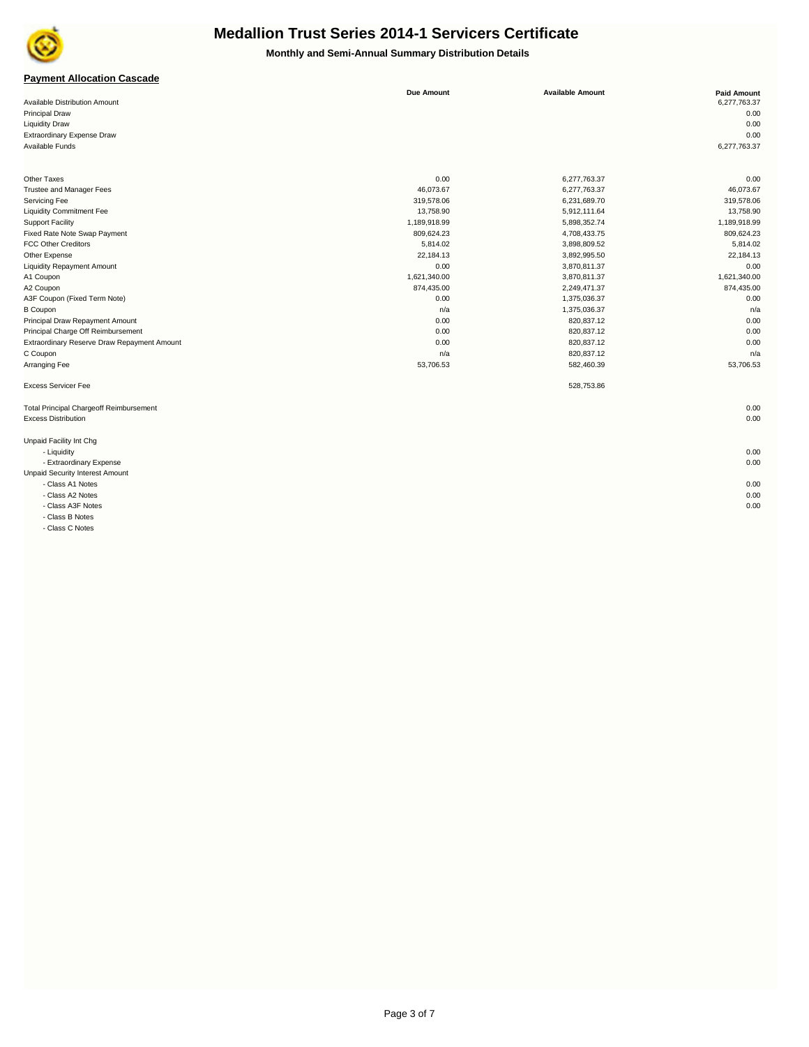# Medallion Trust Series 2014-1 Servicers Certificate

**Monthly and Semi-Annual Summary Distribution Details**

## Payment Allocation Cascade

| | Due Amount | Available Amount | Paid Amount |
|---|---|---|---|
| Available Distribution Amount | | | 6,277,763.37 |
| Principal Draw | | | 0.00 |
| Liquidity Draw | | | 0.00 |
| Extraordinary Expense Draw | | | 0.00 |
| Available Funds | | | 6,277,763.37 |
| | | | |
| Other Taxes | 0.00 | 6,277,763.37 | 0.00 |
| Trustee and Manager Fees | 46,073.67 | 6,277,763.37 | 46,073.67 |
| Servicing Fee | 319,578.06 | 6,231,689.70 | 319,578.06 |
| Liquidity Commitment Fee | 13,758.90 | 5,912,111.64 | 13,758.90 |
| Support Facility | 1,189,918.99 | 5,898,352.74 | 1,189,918.99 |
| Fixed Rate Note Swap Payment | 809,624.23 | 4,708,433.75 | 809,624.23 |
| FCC Other Creditors | 5,814.02 | 3,898,809.52 | 5,814.02 |
| Other Expense | 22,184.13 | 3,892,995.50 | 22,184.13 |
| Liquidity Repayment Amount | 0.00 | 3,870,811.37 | 0.00 |
| A1 Coupon | 1,621,340.00 | 3,870,811.37 | 1,621,340.00 |
| A2 Coupon | 874,435.00 | 2,249,471.37 | 874,435.00 |
| A3F Coupon (Fixed Term Note) | 0.00 | 1,375,036.37 | 0.00 |
| B Coupon | n/a | 1,375,036.37 | n/a |
| Principal Draw Repayment Amount | 0.00 | 820,837.12 | 0.00 |
| Principal Charge Off Reimbursement | 0.00 | 820,837.12 | 0.00 |
| Extraordinary Reserve Draw Repayment Amount | 0.00 | 820,837.12 | 0.00 |
| C Coupon | n/a | 820,837.12 | n/a |
| Arranging Fee | 53,706.53 | 582,460.39 | 53,706.53 |
| | | | |
| Excess Servicer Fee | | 528,753.86 | |
| | | | |
| Total Principal Chargeoff Reimbursement | | | 0.00 |
| Excess Distribution | | | 0.00 |
| | | | |
| Unpaid Facility Int Chg | | | |
| - Liquidity | | | 0.00 |
| - Extraordinary Expense | | | 0.00 |
| Unpaid Security Interest Amount | | | |
| - Class A1 Notes | | | 0.00 |
| - Class A2 Notes | | | 0.00 |
| - Class A3F Notes | | | 0.00 |
| - Class B Notes | | | |
| - Class C Notes | | | |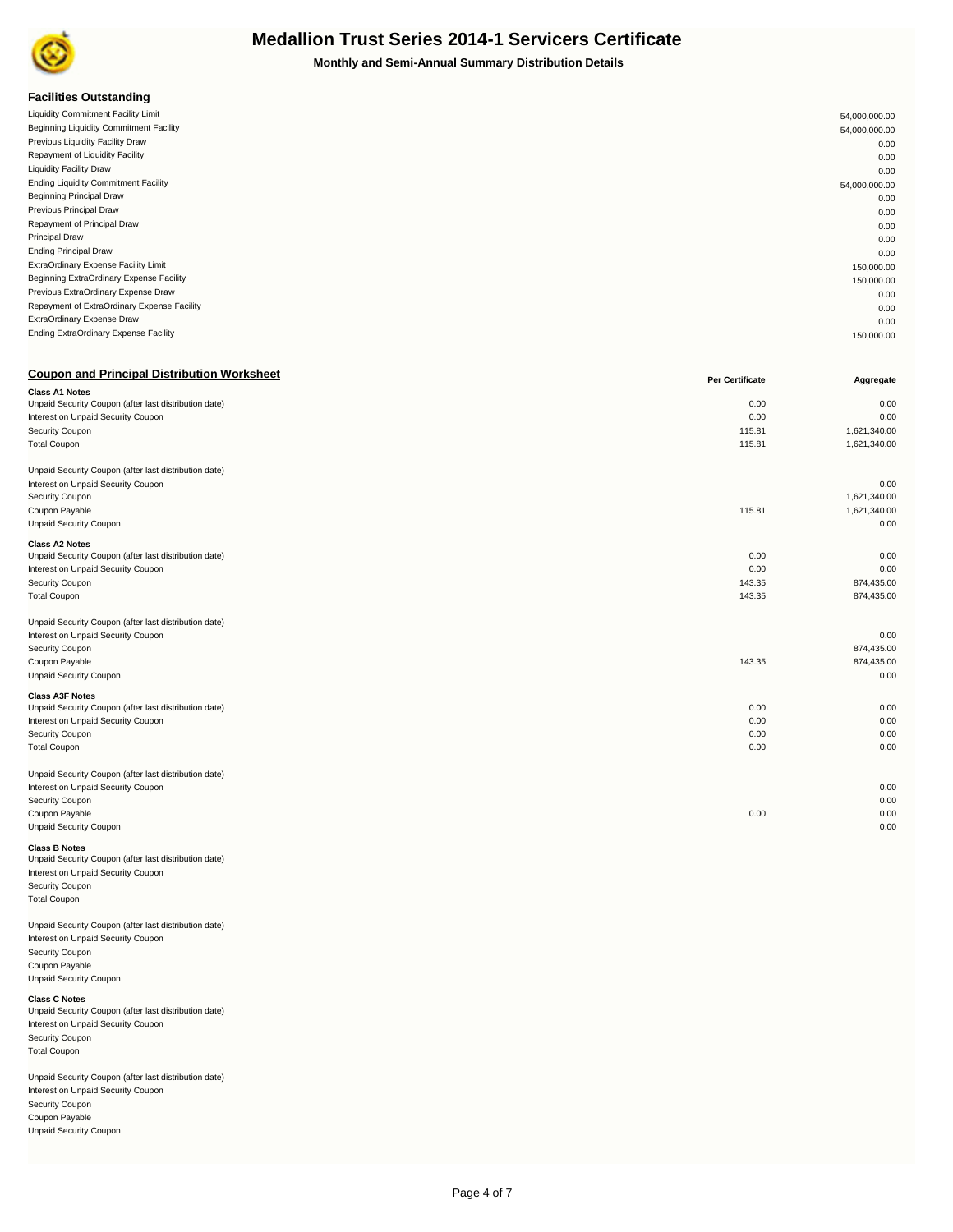# Medallion Trust Series 2014-1 Servicers Certificate

**Monthly and Semi-Annual Summary Distribution Details**

## Facilities Outstanding

| | |
|---|---|
| Liquidity Commitment Facility Limit | 54,000,000.00 |
| Beginning Liquidity Commitment Facility | 54,000,000.00 |
| Previous Liquidity Facility Draw | 0.00 |
| Repayment of Liquidity Facility | 0.00 |
| Liquidity Facility Draw | 0.00 |
| Ending Liquidity Commitment Facility | 54,000,000.00 |
| Beginning Principal Draw | 0.00 |
| Previous Principal Draw | 0.00 |
| Repayment of Principal Draw | 0.00 |
| Principal Draw | 0.00 |
| Ending Principal Draw | 0.00 |
| ExtraOrdinary Expense Facility Limit | 150,000.00 |
| Beginning ExtraOrdinary Expense Facility | 150,000.00 |
| Previous ExtraOrdinary Expense Draw | 0.00 |
| Repayment of ExtraOrdinary Expense Facility | 0.00 |
| ExtraOrdinary Expense Draw | 0.00 |
| Ending ExtraOrdinary Expense Facility | 150,000.00 |

## Coupon and Principal Distribution Worksheet

| | Per Certificate | Aggregate |
|---|---|---|
| **Class A1 Notes** | | |
| Unpaid Security Coupon (after last distribution date) | 0.00 | 0.00 |
| Interest on Unpaid Security Coupon | 0.00 | 0.00 |
| Security Coupon | 115.81 | 1,621,340.00 |
| Total Coupon | 115.81 | 1,621,340.00 |
| | | |
| Unpaid Security Coupon (after last distribution date) | | |
| Interest on Unpaid Security Coupon | | 0.00 |
| Security Coupon | | 1,621,340.00 |
| Coupon Payable | 115.81 | 1,621,340.00 |
| Unpaid Security Coupon | | 0.00 |
| **Class A2 Notes** | | |
| Unpaid Security Coupon (after last distribution date) | 0.00 | 0.00 |
| Interest on Unpaid Security Coupon | 0.00 | 0.00 |
| Security Coupon | 143.35 | 874,435.00 |
| Total Coupon | 143.35 | 874,435.00 |
| | | |
| Unpaid Security Coupon (after last distribution date) | | |
| Interest on Unpaid Security Coupon | | 0.00 |
| Security Coupon | | 874,435.00 |
| Coupon Payable | 143.35 | 874,435.00 |
| Unpaid Security Coupon | | 0.00 |
| **Class A3F Notes** | | |
| Unpaid Security Coupon (after last distribution date) | 0.00 | 0.00 |
| Interest on Unpaid Security Coupon | 0.00 | 0.00 |
| Security Coupon | 0.00 | 0.00 |
| Total Coupon | 0.00 | 0.00 |
| | | |
| Unpaid Security Coupon (after last distribution date) | | |
| Interest on Unpaid Security Coupon | | 0.00 |
| Security Coupon | | 0.00 |
| Coupon Payable | 0.00 | 0.00 |
| Unpaid Security Coupon | | 0.00 |
| **Class B Notes** | | |
| Unpaid Security Coupon (after last distribution date) | | |
| Interest on Unpaid Security Coupon | | |
| Security Coupon | | |
| Total Coupon | | |
| | | |
| Unpaid Security Coupon (after last distribution date) | | |
| Interest on Unpaid Security Coupon | | |
| Security Coupon | | |
| Coupon Payable | | |
| Unpaid Security Coupon | | |
| **Class C Notes** | | |
| Unpaid Security Coupon (after last distribution date) | | |
| Interest on Unpaid Security Coupon | | |
| Security Coupon | | |
| Total Coupon | | |
| | | |
| Unpaid Security Coupon (after last distribution date) | | |
| Interest on Unpaid Security Coupon | | |
| Security Coupon | | |
| Coupon Payable | | |
| Unpaid Security Coupon | | |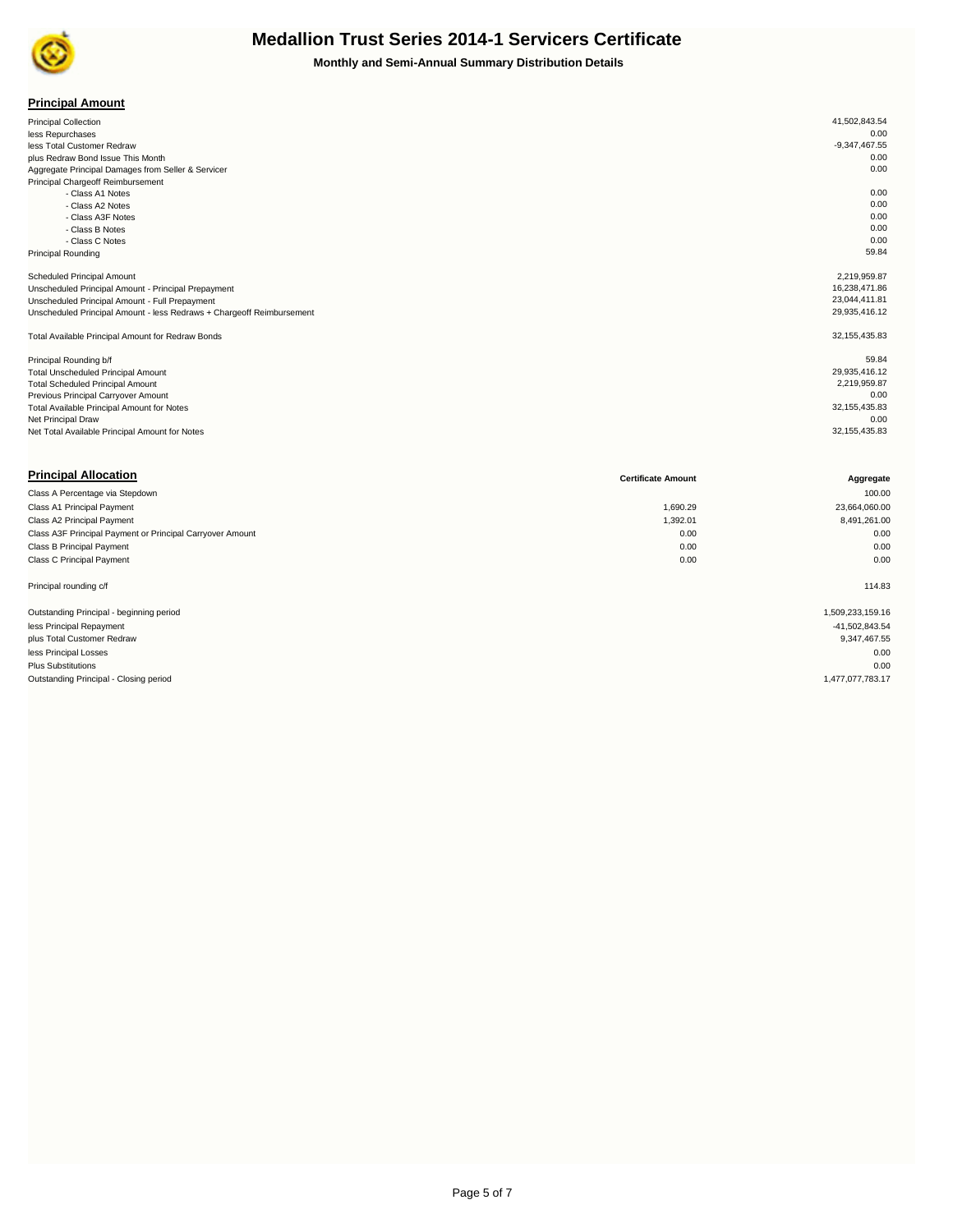# Medallion Trust Series 2014-1 Servicers Certificate

**Monthly and Semi-Annual Summary Distribution Details**

## Principal Amount

| | |
|---|---|
| Principal Collection | 41,502,843.54 |
| less Repurchases | 0.00 |
| less Total Customer Redraw | -9,347,467.55 |
| plus Redraw Bond Issue This Month | 0.00 |
| Aggregate Principal Damages from Seller & Servicer | 0.00 |
| Principal Chargeoff Reimbursement | |
| - Class A1 Notes | 0.00 |
| - Class A2 Notes | 0.00 |
| - Class A3F Notes | 0.00 |
| - Class B Notes | 0.00 |
| - Class C Notes | 0.00 |
| Principal Rounding | 59.84 |
| | |
| Scheduled Principal Amount | 2,219,959.87 |
| Unscheduled Principal Amount - Principal Prepayment | 16,238,471.86 |
| Unscheduled Principal Amount - Full Prepayment | 23,044,411.81 |
| Unscheduled Principal Amount - less Redraws + Chargeoff Reimbursement | 29,935,416.12 |
| | |
| Total Available Principal Amount for Redraw Bonds | 32,155,435.83 |
| | |
| Principal Rounding b/f | 59.84 |
| Total Unscheduled Principal Amount | 29,935,416.12 |
| Total Scheduled Principal Amount | 2,219,959.87 |
| Previous Principal Carryover Amount | 0.00 |
| Total Available Principal Amount for Notes | 32,155,435.83 |
| Net Principal Draw | 0.00 |
| Net Total Available Principal Amount for Notes | 32,155,435.83 |

## Principal Allocation

| | Certificate Amount | Aggregate |
|---|---|---|
| Class A Percentage via Stepdown | | 100.00 |
| Class A1 Principal Payment | 1,690.29 | 23,664,060.00 |
| Class A2 Principal Payment | 1,392.01 | 8,491,261.00 |
| Class A3F Principal Payment or Principal Carryover Amount | 0.00 | 0.00 |
| Class B Principal Payment | 0.00 | 0.00 |
| Class C Principal Payment | 0.00 | 0.00 |
| | | |
| Principal rounding c/f | | 114.83 |
| | | |
| Outstanding Principal - beginning period | | 1,509,233,159.16 |
| less Principal Repayment | | -41,502,843.54 |
| plus Total Customer Redraw | | 9,347,467.55 |
| less Principal Losses | | 0.00 |
| Plus Substitutions | | 0.00 |
| Outstanding Principal - Closing period | | 1,477,077,783.17 |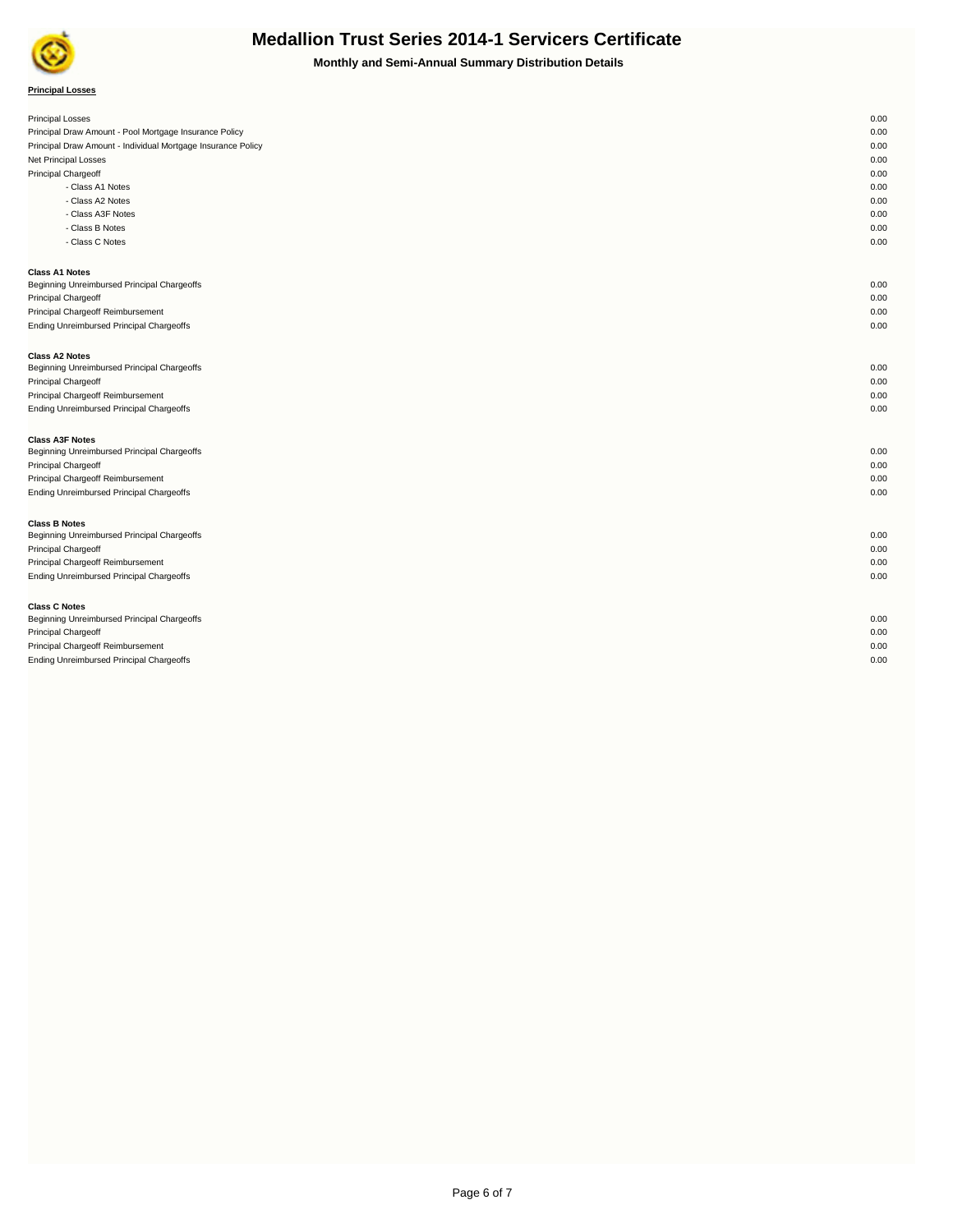# Medallion Trust Series 2014-1 Servicers Certificate

**Monthly and Semi-Annual Summary Distribution Details**

**Principal Losses**

| | |
|---|---|
| Principal Losses | 0.00 |
| Principal Draw Amount - Pool Mortgage Insurance Policy | 0.00 |
| Principal Draw Amount - Individual Mortgage Insurance Policy | 0.00 |
| Net Principal Losses | 0.00 |
| Principal Chargeoff | 0.00 |
| - Class A1 Notes | 0.00 |
| - Class A2 Notes | 0.00 |
| - Class A3F Notes | 0.00 |
| - Class B Notes | 0.00 |
| - Class C Notes | 0.00 |

**Class A1 Notes**

| | |
|---|---|
| Beginning Unreimbursed Principal Chargeoffs | 0.00 |
| Principal Chargeoff | 0.00 |
| Principal Chargeoff Reimbursement | 0.00 |
| Ending Unreimbursed Principal Chargeoffs | 0.00 |

**Class A2 Notes**

| | |
|---|---|
| Beginning Unreimbursed Principal Chargeoffs | 0.00 |
| Principal Chargeoff | 0.00 |
| Principal Chargeoff Reimbursement | 0.00 |
| Ending Unreimbursed Principal Chargeoffs | 0.00 |

**Class A3F Notes**

| | |
|---|---|
| Beginning Unreimbursed Principal Chargeoffs | 0.00 |
| Principal Chargeoff | 0.00 |
| Principal Chargeoff Reimbursement | 0.00 |
| Ending Unreimbursed Principal Chargeoffs | 0.00 |

**Class B Notes**

| | |
|---|---|
| Beginning Unreimbursed Principal Chargeoffs | 0.00 |
| Principal Chargeoff | 0.00 |
| Principal Chargeoff Reimbursement | 0.00 |
| Ending Unreimbursed Principal Chargeoffs | 0.00 |

**Class C Notes**

| | |
|---|---|
| Beginning Unreimbursed Principal Chargeoffs | 0.00 |
| Principal Chargeoff | 0.00 |
| Principal Chargeoff Reimbursement | 0.00 |
| Ending Unreimbursed Principal Chargeoffs | 0.00 |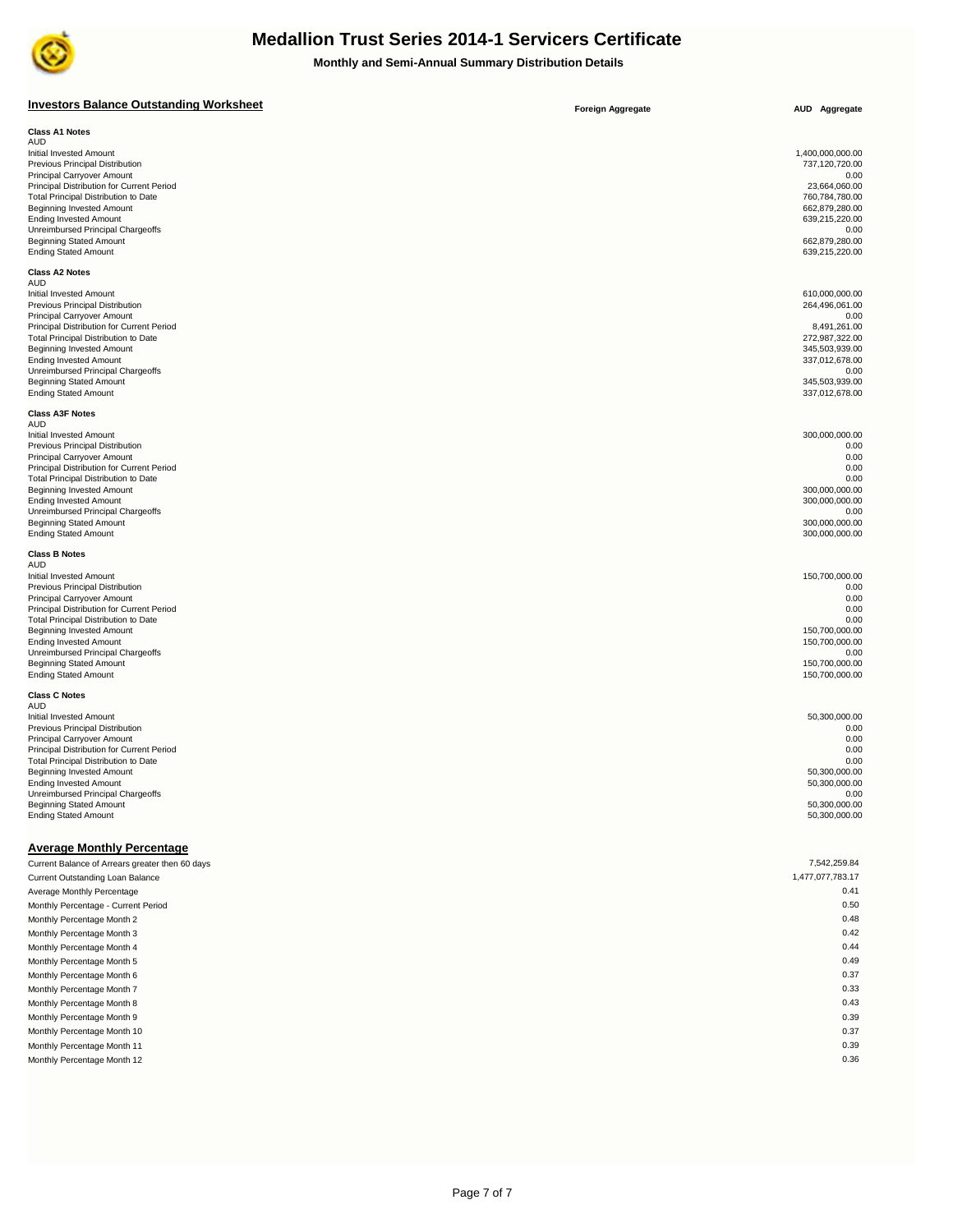# Medallion Trust Series 2014-1 Servicers Certificate

**Monthly and Semi-Annual Summary Distribution Details**

## Investors Balance Outstanding Worksheet

| | Foreign Aggregate | AUD Aggregate |
|---|---|---|
| **Class A1 Notes** | | |
| AUD | | |
| Initial Invested Amount | | 1,400,000,000.00 |
| Previous Principal Distribution | | 737,120,720.00 |
| Principal Carryover Amount | | 0.00 |
| Principal Distribution for Current Period | | 23,664,060.00 |
| Total Principal Distribution to Date | | 760,784,780.00 |
| Beginning Invested Amount | | 662,879,280.00 |
| Ending Invested Amount | | 639,215,220.00 |
| Unreimbursed Principal Chargeoffs | | 0.00 |
| Beginning Stated Amount | | 662,879,280.00 |
| Ending Stated Amount | | 639,215,220.00 |
| **Class A2 Notes** | | |
| AUD | | |
| Initial Invested Amount | | 610,000,000.00 |
| Previous Principal Distribution | | 264,496,061.00 |
| Principal Carryover Amount | | 0.00 |
| Principal Distribution for Current Period | | 8,491,261.00 |
| Total Principal Distribution to Date | | 272,987,322.00 |
| Beginning Invested Amount | | 345,503,939.00 |
| Ending Invested Amount | | 337,012,678.00 |
| Unreimbursed Principal Chargeoffs | | 0.00 |
| Beginning Stated Amount | | 345,503,939.00 |
| Ending Stated Amount | | 337,012,678.00 |
| **Class A3F Notes** | | |
| AUD | | |
| Initial Invested Amount | | 300,000,000.00 |
| Previous Principal Distribution | | 0.00 |
| Principal Carryover Amount | | 0.00 |
| Principal Distribution for Current Period | | 0.00 |
| Total Principal Distribution to Date | | 0.00 |
| Beginning Invested Amount | | 300,000,000.00 |
| Ending Invested Amount | | 300,000,000.00 |
| Unreimbursed Principal Chargeoffs | | 0.00 |
| Beginning Stated Amount | | 300,000,000.00 |
| Ending Stated Amount | | 300,000,000.00 |
| **Class B Notes** | | |
| AUD | | |
| Initial Invested Amount | | 150,700,000.00 |
| Previous Principal Distribution | | 0.00 |
| Principal Carryover Amount | | 0.00 |
| Principal Distribution for Current Period | | 0.00 |
| Total Principal Distribution to Date | | 0.00 |
| Beginning Invested Amount | | 150,700,000.00 |
| Ending Invested Amount | | 150,700,000.00 |
| Unreimbursed Principal Chargeoffs | | 0.00 |
| Beginning Stated Amount | | 150,700,000.00 |
| Ending Stated Amount | | 150,700,000.00 |
| **Class C Notes** | | |
| AUD | | |
| Initial Invested Amount | | 50,300,000.00 |
| Previous Principal Distribution | | 0.00 |
| Principal Carryover Amount | | 0.00 |
| Principal Distribution for Current Period | | 0.00 |
| Total Principal Distribution to Date | | 0.00 |
| Beginning Invested Amount | | 50,300,000.00 |
| Ending Invested Amount | | 50,300,000.00 |
| Unreimbursed Principal Chargeoffs | | 0.00 |
| Beginning Stated Amount | | 50,300,000.00 |
| Ending Stated Amount | | 50,300,000.00 |

## Average Monthly Percentage

| | |
|---|---|
| Current Balance of Arrears greater then 60 days | 7,542,259.84 |
| Current Outstanding Loan Balance | 1,477,077,783.17 |
| Average Monthly Percentage | 0.41 |
| Monthly Percentage - Current Period | 0.50 |
| Monthly Percentage Month 2 | 0.48 |
| Monthly Percentage Month 3 | 0.42 |
| Monthly Percentage Month 4 | 0.44 |
| Monthly Percentage Month 5 | 0.49 |
| Monthly Percentage Month 6 | 0.37 |
| Monthly Percentage Month 7 | 0.33 |
| Monthly Percentage Month 8 | 0.43 |
| Monthly Percentage Month 9 | 0.39 |
| Monthly Percentage Month 10 | 0.37 |
| Monthly Percentage Month 11 | 0.39 |
| Monthly Percentage Month 12 | 0.36 |